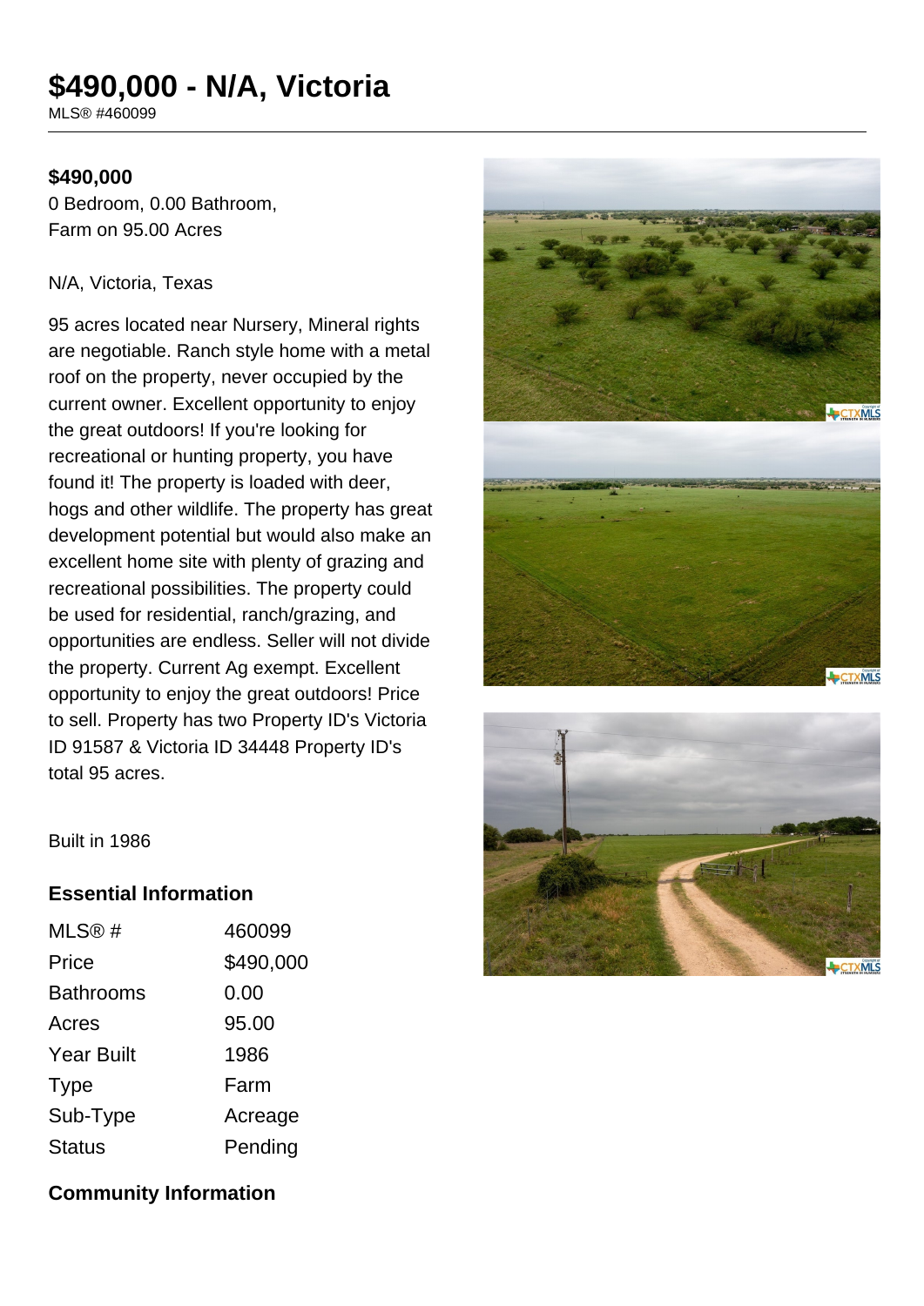# $490,000 - N/A, Victoria

MLS® #460099

**$490,000**

0 Bedroom, 0.00 Bathroom,
Farm on 95.00 Acres

N/A, Victoria, Texas

95 acres located near Nursery, Mineral rights are negotiable. Ranch style home with a metal roof on the property, never occupied by the current owner. Excellent opportunity to enjoy the great outdoors! If you're looking for recreational or hunting property, you have found it! The property is loaded with deer, hogs and other wildlife. The property has great development potential but would also make an excellent home site with plenty of grazing and recreational possibilities. The property could be used for residential, ranch/grazing, and opportunities are endless. Seller will not divide the property. Current Ag exempt. Excellent opportunity to enjoy the great outdoors! Price to sell. Property has two Property ID's Victoria ID 91587 & Victoria ID 34448 Property ID's total 95 acres.

Built in 1986

## Essential Information

| | |
|---|---|
| MLS® # | 460099 |
| Price | $490,000 |
| Bathrooms | 0.00 |
| Acres | 95.00 |
| Year Built | 1986 |
| Type | Farm |
| Sub-Type | Acreage |
| Status | Pending |

## Community Information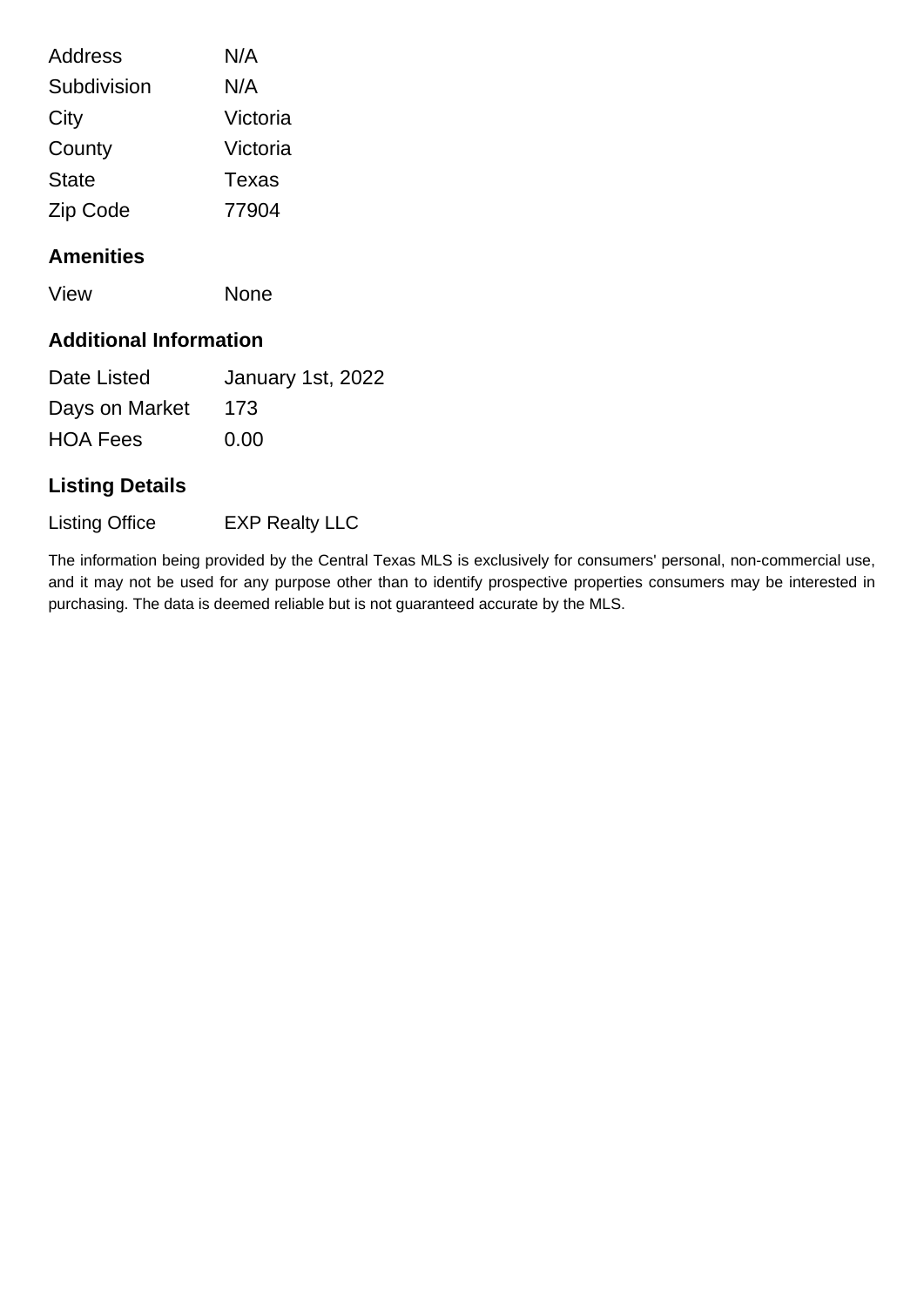| | |
|---|---|
| Address | N/A |
| Subdivision | N/A |
| City | Victoria |
| County | Victoria |
| State | Texas |
| Zip Code | 77904 |

### Amenities

| | |
|---|---|
| View | None |

### Additional Information

| | |
|---|---|
| Date Listed | January 1st, 2022 |
| Days on Market | 173 |
| HOA Fees | 0.00 |

### Listing Details

| | |
|---|---|
| Listing Office | EXP Realty LLC |

The information being provided by the Central Texas MLS is exclusively for consumers' personal, non-commercial use, and it may not be used for any purpose other than to identify prospective properties consumers may be interested in purchasing. The data is deemed reliable but is not guaranteed accurate by the MLS.